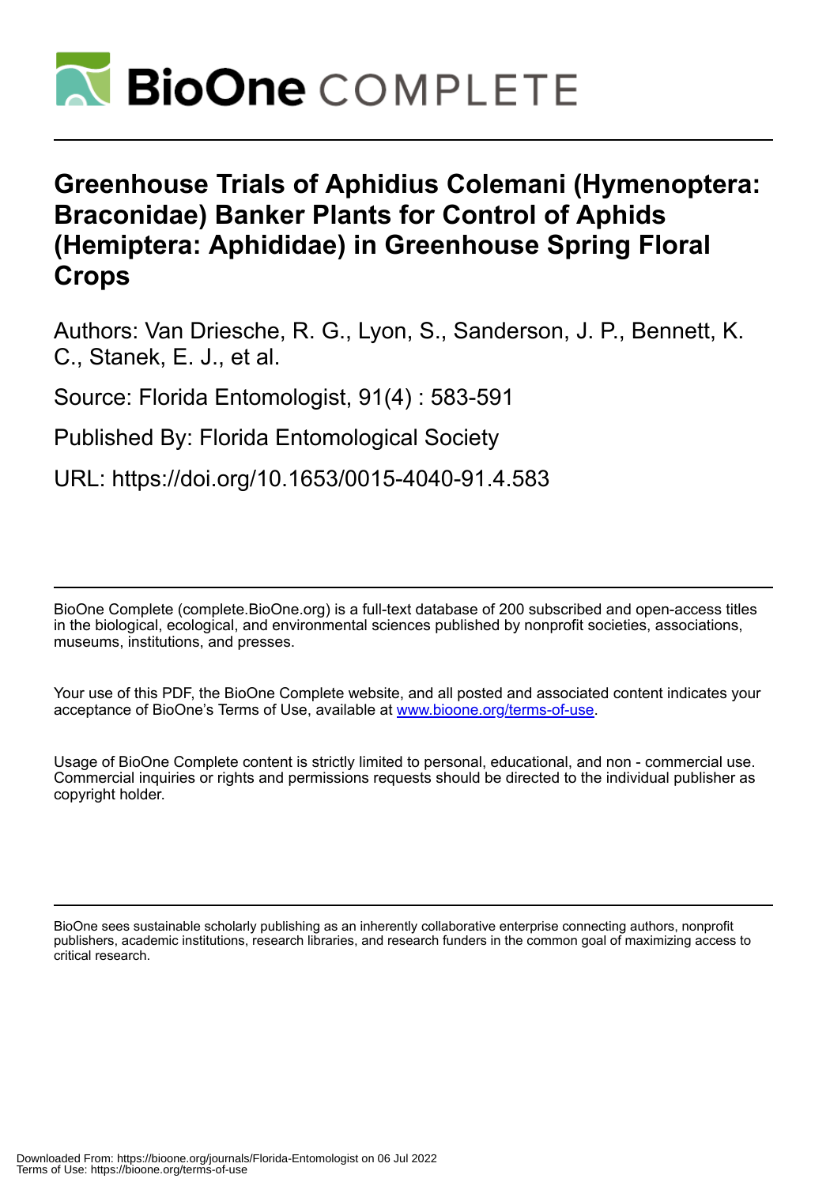# Greenhouse Trials of Aphidius Colemani (Hymenoptera: Braconidae) Banker Plants for Control of Aphids (Hemiptera: Aphididae) in Greenhouse Spring Floral Crops

Authors: Van Driesche, R. G., Lyon, S., Sanderson, J. P., Bennett, K. C., Stanek, E. J., et al.

Source: Florida Entomologist, 91(4) : 583-591

Published By: Florida Entomological Society

URL: https://doi.org/10.1653/0015-4040-91.4.583

BioOne Complete (complete.BioOne.org) is a full-text database of 200 subscribed and open-access titles in the biological, ecological, and environmental sciences published by nonprofit societies, associations, museums, institutions, and presses.

Your use of this PDF, the BioOne Complete website, and all posted and associated content indicates your acceptance of BioOne's Terms of Use, available at www.bioone.org/terms-of-use.

Usage of BioOne Complete content is strictly limited to personal, educational, and non - commercial use. Commercial inquiries or rights and permissions requests should be directed to the individual publisher as copyright holder.

BioOne sees sustainable scholarly publishing as an inherently collaborative enterprise connecting authors, nonprofit publishers, academic institutions, research libraries, and research funders in the common goal of maximizing access to critical research.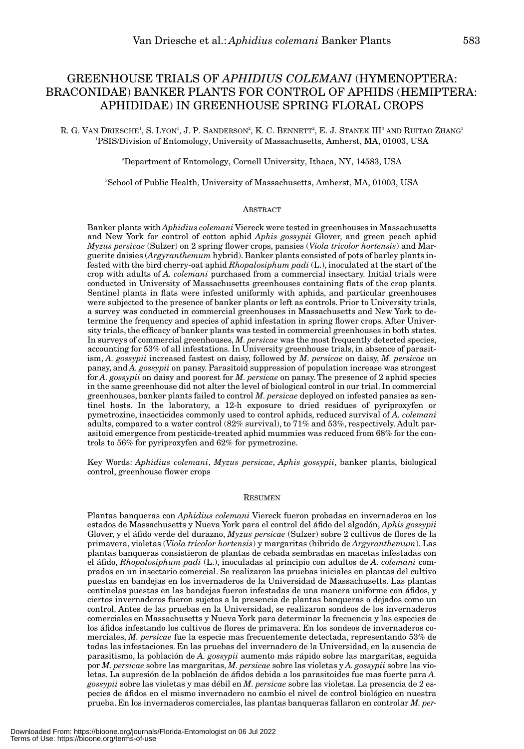# GREENHOUSE TRIALS OF *APHIDIUS COLEMANI* (HYMENOPTERA: BRACONIDAE) BANKER PLANTS FOR CONTROL OF APHIDS (HEMIPTERA: APHIDIDAE) IN GREENHOUSE SPRING FLORAL CROPS

R. G. VAN DRIESCHE[1], S. LYON[1], J. P. SANDERSON[2], K. C. BENNETT[2], E. J. STANEK III[3] AND RUITAO ZHANG[3]

[1]PSIS/Division of Entomology, University of Massachusetts, Amherst, MA, 01003, USA

[2]Department of Entomology, Cornell University, Ithaca, NY, 14583, USA

[3]School of Public Health, University of Massachusetts, Amherst, MA, 01003, USA

## ABSTRACT

Banker plants with *Aphidius colemani* Viereck were tested in greenhouses in Massachusetts and New York for control of cotton aphid *Aphis gossypii* Glover, and green peach aphid *Myzus persicae* (Sulzer) on 2 spring flower crops, pansies (*Viola tricolor hortensis*) and Marguerite daisies (*Argyranthemum* hybrid). Banker plants consisted of pots of barley plants infested with the bird cherry-oat aphid *Rhopalosiphum padi* (L.), inoculated at the start of the crop with adults of *A. colemani* purchased from a commercial insectary. Initial trials were conducted in University of Massachusetts greenhouses containing flats of the crop plants. Sentinel plants in flats were infested uniformly with aphids, and particular greenhouses were subjected to the presence of banker plants or left as controls. Prior to University trials, a survey was conducted in commercial greenhouses in Massachusetts and New York to determine the frequency and species of aphid infestation in spring flower crops. After University trials, the efficacy of banker plants was tested in commercial greenhouses in both states. In surveys of commercial greenhouses, *M. persicae* was the most frequently detected species, accounting for 53% of all infestations. In University greenhouse trials, in absence of parasitism, *A. gossypii* increased fastest on daisy, followed by *M. persicae* on daisy, *M. persicae* on pansy, and *A. gossypii* on pansy. Parasitoid suppression of population increase was strongest for *A. gossypii* on daisy and poorest for *M. persicae* on pansy. The presence of 2 aphid species in the same greenhouse did not alter the level of biological control in our trial. In commercial greenhouses, banker plants failed to control *M. persicae* deployed on infested pansies as sentinel hosts. In the laboratory, a 12-h exposure to dried residues of pyriproxyfen or pymetrozine, insecticides commonly used to control aphids, reduced survival of *A. colemani* adults, compared to a water control (82% survival), to 71% and 53%, respectively. Adult parasitoid emergence from pesticide-treated aphid mummies was reduced from 68% for the controls to 56% for pyriproxyfen and 62% for pymetrozine.

Key Words: *Aphidius colemani*, *Myzus persicae*, *Aphis gossypii*, banker plants, biological control, greenhouse flower crops

## RESUMEN

Plantas banqueras con *Aphidius colemani* Viereck fueron probadas en invernaderos en los estados de Massachusetts y Nueva York para el control del áfido del algodón, *Aphis gossypii* Glover, y el áfido verde del durazno, *Myzus persicae* (Sulzer) sobre 2 cultivos de flores de la primavera, violetas (*Viola tricolor hortensis*) y margaritas (hibrido de *Argyranthemum*). Las plantas banqueras consistieron de plantas de cebada sembradas en macetas infestadas con el áfido, *Rhopalosiphum padi* (L.), inoculadas al principio con adultos de *A. colemani* comprados en un insectario comercial. Se realizaron las pruebas iniciales en plantas del cultivo puestas en bandejas en los invernaderos de la Universidad de Massachusetts. Las plantas centinelas puestas en las bandejas fueron infestadas de una manera uniforme con áfidos, y ciertos invernaderos fueron sujetos a la presencia de plantas banqueras o dejados como un control. Antes de las pruebas en la Universidad, se realizaron sondeos de los invernaderos comerciales en Massachusetts y Nueva York para determinar la frecuencia y las especies de los áfidos infestando los cultivos de flores de primavera. En los sondeos de invernaderos comerciales, *M. persicae* fue la especie mas frecuentemente detectada, representando 53% de todas las infestaciones. En las pruebas del invernadero de la Universidad, en la ausencia de parasitismo, la población de *A. gossypii* aumento más rápido sobre las margaritas, seguida por *M. persicae* sobre las margaritas, *M. persicae* sobre las violetas y *A. gossypii* sobre las violetas. La supresión de la población de áfidos debida a los parasitoides fue mas fuerte para *A. gossypii* sobre las violetas y mas débil en *M. persicae* sobre las violetas. La presencia de 2 especies de áfidos en el mismo invernadero no cambio el nivel de control biológico en nuestra prueba. En los invernaderos comerciales, las plantas banqueras fallaron en controlar *M. per-*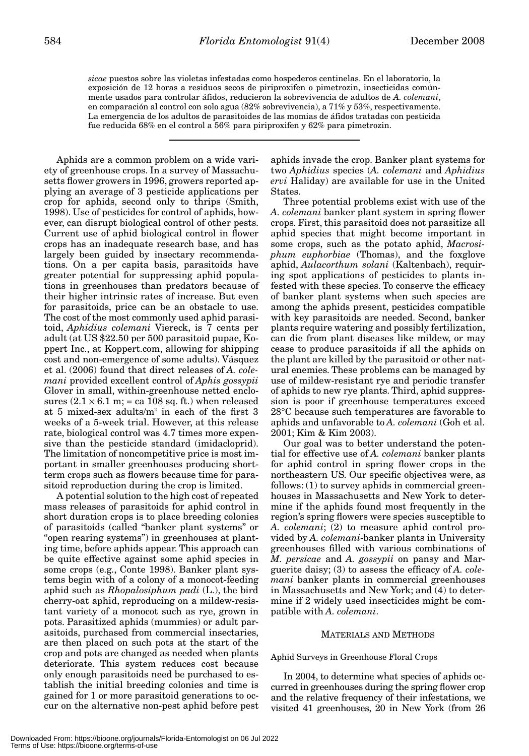*sicae* puestos sobre las violetas infestadas como hospederos centinelas. En el laboratorio, la exposición de 12 horas a residuos secos de piriproxifen o pimetrozin, insecticidas comúnmente usados para controlar áfidos, reducieron la sobrevivencia de adultos de *A. colemani*, en comparación al control con solo agua (82% sobrevivencia), a 71% y 53%, respectivamente. La emergencia de los adultos de parasitoides de las momias de áfidos tratadas con pesticida fue reducida 68% en el control a 56% para piriproxifen y 62% para pimetrozin.

---

Aphids are a common problem on a wide variety of greenhouse crops. In a survey of Massachusetts flower growers in 1996, growers reported applying an average of 3 pesticide applications per crop for aphids, second only to thrips (Smith, 1998). Use of pesticides for control of aphids, however, can disrupt biological control of other pests. Current use of aphid biological control in flower crops has an inadequate research base, and has largely been guided by insectary recommendations. On a per capita basis, parasitoids have greater potential for suppressing aphid populations in greenhouses than predators because of their higher intrinsic rates of increase. But even for parasitoids, price can be an obstacle to use. The cost of the most commonly used aphid parasitoid, *Aphidius colemani* Viereck, is 7 cents per adult (at US \$22.50 per 500 parasitoid pupae, Koppert Inc., at Koppert.com, allowing for shipping cost and non-emergence of some adults). Vásquez et al. (2006) found that direct releases of *A. colemani* provided excellent control of *Aphis gossypii* Glover in small, within-greenhouse netted enclosures ($2.1 \times 6.1$ m; = ca 108 sq. ft.) when released at 5 mixed-sex adults/m$^2$ in each of the first 3 weeks of a 5-week trial. However, at this release rate, biological control was 4.7 times more expensive than the pesticide standard (imidacloprid). The limitation of noncompetitive price is most important in smaller greenhouses producing short-term crops such as flowers because time for parasitoid reproduction during the crop is limited.

A potential solution to the high cost of repeated mass releases of parasitoids for aphid control in short duration crops is to place breeding colonies of parasitoids (called "banker plant systems" or "open rearing systems") in greenhouses at planting time, before aphids appear. This approach can be quite effective against some aphid species in some crops (e.g., Conte 1998). Banker plant systems begin with of a colony of a monocot-feeding aphid such as *Rhopalosiphum padi* (L.), the bird cherry-oat aphid, reproducing on a mildew-resistant variety of a monocot such as rye, grown in pots. Parasitized aphids (mummies) or adult parasitoids, purchased from commercial insectaries, are then placed on such pots at the start of the crop and pots are changed as needed when plants deteriorate. This system reduces cost because only enough parasitoids need be purchased to establish the initial breeding colonies and time is gained for 1 or more parasitoid generations to occur on the alternative non-pest aphid before pest aphids invade the crop. Banker plant systems for two *Aphidius* species (*A. colemani* and *Aphidius ervi* Haliday) are available for use in the United States.

Three potential problems exist with use of the *A. colemani* banker plant system in spring flower crops. First, this parasitoid does not parasitize all aphid species that might become important in some crops, such as the potato aphid, *Macrosiphum euphorbiae* (Thomas), and the foxglove aphid, *Aulacorthum solani* (Kaltenbach), requiring spot applications of pesticides to plants infested with these species. To conserve the efficacy of banker plant systems when such species are among the aphids present, pesticides compatible with key parasitoids are needed. Second, banker plants require watering and possibly fertilization, can die from plant diseases like mildew, or may cease to produce parasitoids if all the aphids on the plant are killed by the parasitoid or other natural enemies. These problems can be managed by use of mildew-resistant rye and periodic transfer of aphids to new rye plants. Third, aphid suppression is poor if greenhouse temperatures exceed 28°C because such temperatures are favorable to aphids and unfavorable to *A. colemani* (Goh et al. 2001; Kim & Kim 2003).

Our goal was to better understand the potential for effective use of *A. colemani* banker plants for aphid control in spring flower crops in the northeastern US. Our specific objectives were, as follows: (1) to survey aphids in commercial greenhouses in Massachusetts and New York to determine if the aphids found most frequently in the region's spring flowers were species susceptible to *A. colemani*; (2) to measure aphid control provided by *A. colemani*-banker plants in University greenhouses filled with various combinations of *M. persicae* and *A. gossypii* on pansy and Marguerite daisy; (3) to assess the efficacy of *A. colemani* banker plants in commercial greenhouses in Massachusetts and New York; and (4) to determine if 2 widely used insecticides might be compatible with *A. colemani*.

## MATERIALS AND METHODS

### Aphid Surveys in Greenhouse Floral Crops

In 2004, to determine what species of aphids occurred in greenhouses during the spring flower crop and the relative frequency of their infestations, we visited 41 greenhouses, 20 in New York (from 26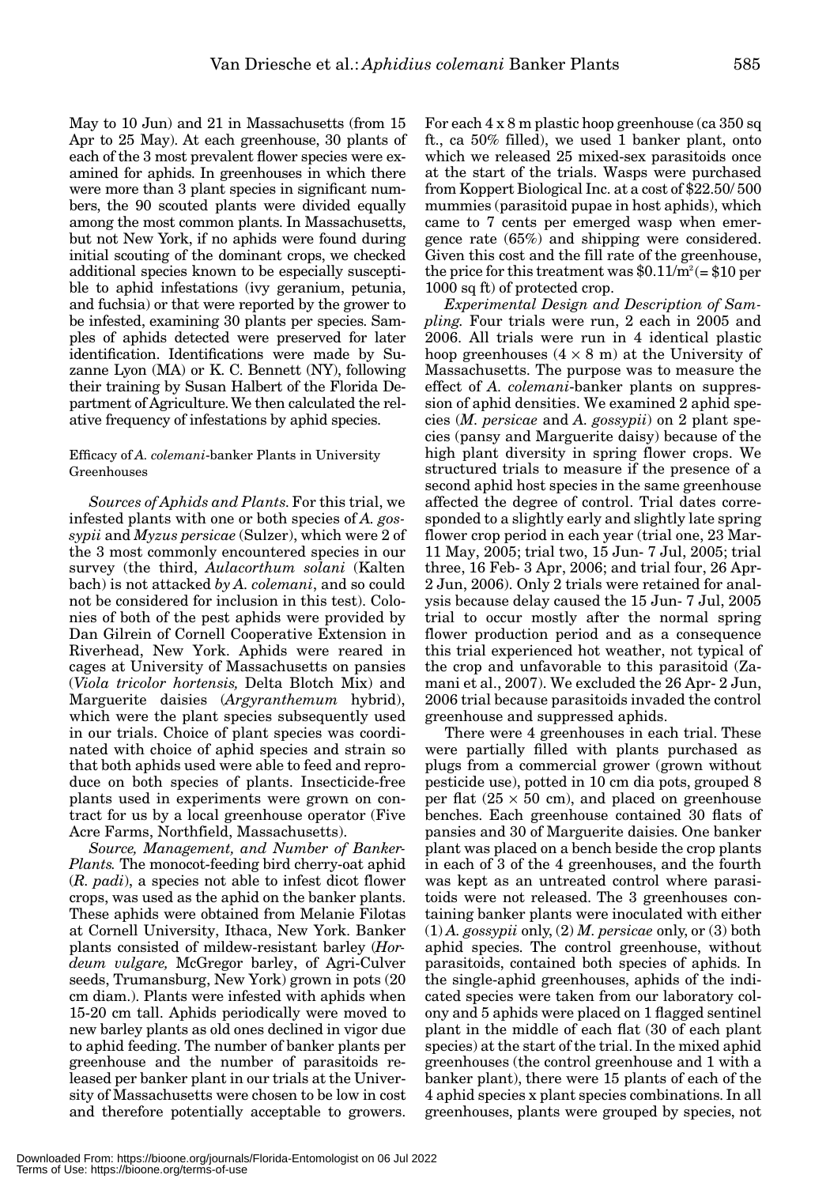May to 10 Jun) and 21 in Massachusetts (from 15 Apr to 25 May). At each greenhouse, 30 plants of each of the 3 most prevalent flower species were examined for aphids. In greenhouses in which there were more than 3 plant species in significant numbers, the 90 scouted plants were divided equally among the most common plants. In Massachusetts, but not New York, if no aphids were found during initial scouting of the dominant crops, we checked additional species known to be especially susceptible to aphid infestations (ivy geranium, petunia, and fuchsia) or that were reported by the grower to be infested, examining 30 plants per species. Samples of aphids detected were preserved for later identification. Identifications were made by Suzanne Lyon (MA) or K. C. Bennett (NY), following their training by Susan Halbert of the Florida Department of Agriculture. We then calculated the relative frequency of infestations by aphid species.

### Efficacy of *A. colemani*-banker Plants in University Greenhouses

*Sources of Aphids and Plants.* For this trial, we infested plants with one or both species of *A. gossypii* and *Myzus persicae* (Sulzer), which were 2 of the 3 most commonly encountered species in our survey (the third, *Aulacorthum solani* (Kaltenbach) is not attacked *by A. colemani*, and so could not be considered for inclusion in this test). Colonies of both of the pest aphids were provided by Dan Gilrein of Cornell Cooperative Extension in Riverhead, New York. Aphids were reared in cages at University of Massachusetts on pansies (*Viola tricolor hortensis,* Delta Blotch Mix) and Marguerite daisies (*Argyranthemum* hybrid), which were the plant species subsequently used in our trials. Choice of plant species was coordinated with choice of aphid species and strain so that both aphids used were able to feed and reproduce on both species of plants. Insecticide-free plants used in experiments were grown on contract for us by a local greenhouse operator (Five Acre Farms, Northfield, Massachusetts).

*Source, Management, and Number of Banker-Plants.* The monocot-feeding bird cherry-oat aphid (*R. padi*), a species not able to infest dicot flower crops, was used as the aphid on the banker plants. These aphids were obtained from Melanie Filotas at Cornell University, Ithaca, New York. Banker plants consisted of mildew-resistant barley (*Hordeum vulgare,* McGregor barley, of Agri-Culver seeds, Trumansburg, New York) grown in pots (20 cm diam.). Plants were infested with aphids when 15-20 cm tall. Aphids periodically were moved to new barley plants as old ones declined in vigor due to aphid feeding. The number of banker plants per greenhouse and the number of parasitoids released per banker plant in our trials at the University of Massachusetts were chosen to be low in cost and therefore potentially acceptable to growers. For each 4 x 8 m plastic hoop greenhouse (ca 350 sq ft., ca 50% filled), we used 1 banker plant, onto which we released 25 mixed-sex parasitoids once at the start of the trials. Wasps were purchased from Koppert Biological Inc. at a cost of \$22.50/ 500 mummies (parasitoid pupae in host aphids), which came to 7 cents per emerged wasp when emergence rate (65%) and shipping were considered. Given this cost and the fill rate of the greenhouse, the price for this treatment was $\$0.11/m^2$ (= \$10 per 1000 sq ft) of protected crop.

*Experimental Design and Description of Sampling.* Four trials were run, 2 each in 2005 and 2006. All trials were run in 4 identical plastic hoop greenhouses ($4 \times 8$ m) at the University of Massachusetts. The purpose was to measure the effect of *A. colemani*-banker plants on suppression of aphid densities. We examined 2 aphid species (*M. persicae* and *A. gossypii*) on 2 plant species (pansy and Marguerite daisy) because of the high plant diversity in spring flower crops. We structured trials to measure if the presence of a second aphid host species in the same greenhouse affected the degree of control. Trial dates corresponded to a slightly early and slightly late spring flower crop period in each year (trial one, 23 Mar-11 May, 2005; trial two, 15 Jun- 7 Jul, 2005; trial three, 16 Feb- 3 Apr, 2006; and trial four, 26 Apr-2 Jun, 2006). Only 2 trials were retained for analysis because delay caused the 15 Jun- 7 Jul, 2005 trial to occur mostly after the normal spring flower production period and as a consequence this trial experienced hot weather, not typical of the crop and unfavorable to this parasitoid (Zamani et al., 2007). We excluded the 26 Apr- 2 Jun, 2006 trial because parasitoids invaded the control greenhouse and suppressed aphids.

There were 4 greenhouses in each trial. These were partially filled with plants purchased as plugs from a commercial grower (grown without pesticide use), potted in 10 cm dia pots, grouped 8 per flat ($25 \times 50$ cm), and placed on greenhouse benches. Each greenhouse contained 30 flats of pansies and 30 of Marguerite daisies. One banker plant was placed on a bench beside the crop plants in each of 3 of the 4 greenhouses, and the fourth was kept as an untreated control where parasitoids were not released. The 3 greenhouses containing banker plants were inoculated with either (1) *A. gossypii* only, (2) *M. persicae* only, or (3) both aphid species. The control greenhouse, without parasitoids, contained both species of aphids. In the single-aphid greenhouses, aphids of the indicated species were taken from our laboratory colony and 5 aphids were placed on 1 flagged sentinel plant in the middle of each flat (30 of each plant species) at the start of the trial. In the mixed aphid greenhouses (the control greenhouse and 1 with a banker plant), there were 15 plants of each of the 4 aphid species x plant species combinations. In all greenhouses, plants were grouped by species, not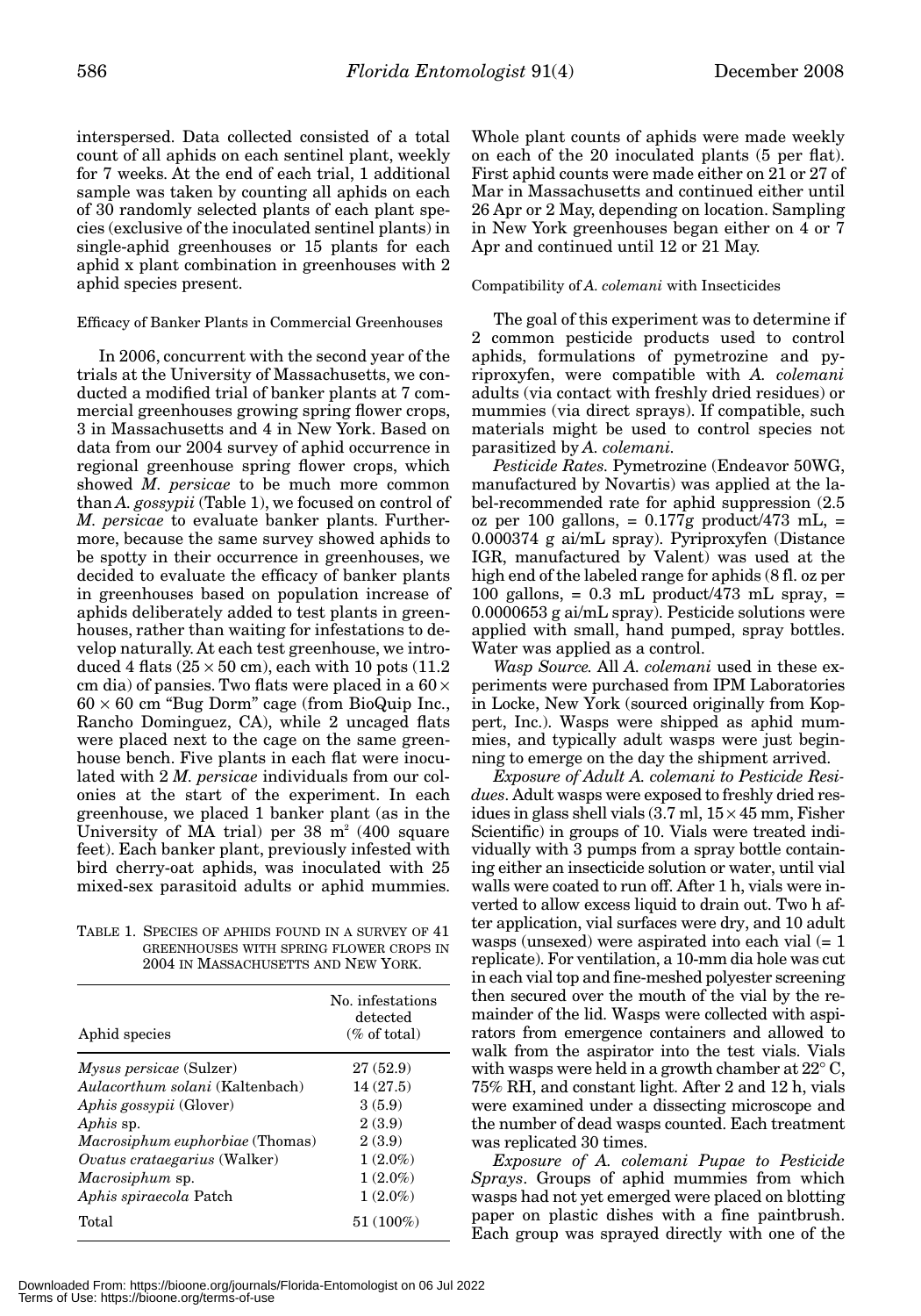interspersed. Data collected consisted of a total count of all aphids on each sentinel plant, weekly for 7 weeks. At the end of each trial, 1 additional sample was taken by counting all aphids on each of 30 randomly selected plants of each plant species (exclusive of the inoculated sentinel plants) in single-aphid greenhouses or 15 plants for each aphid x plant combination in greenhouses with 2 aphid species present.

### Efficacy of Banker Plants in Commercial Greenhouses

In 2006, concurrent with the second year of the trials at the University of Massachusetts, we conducted a modified trial of banker plants at 7 commercial greenhouses growing spring flower crops, 3 in Massachusetts and 4 in New York. Based on data from our 2004 survey of aphid occurrence in regional greenhouse spring flower crops, which showed *M. persicae* to be much more common than *A. gossypii* (Table 1), we focused on control of *M. persicae* to evaluate banker plants. Furthermore, because the same survey showed aphids to be spotty in their occurrence in greenhouses, we decided to evaluate the efficacy of banker plants in greenhouses based on population increase of aphids deliberately added to test plants in greenhouses, rather than waiting for infestations to develop naturally. At each test greenhouse, we introduced 4 flats (25 × 50 cm), each with 10 pots (11.2 cm dia) of pansies. Two flats were placed in a 60 × 60 × 60 cm "Bug Dorm" cage (from BioQuip Inc., Rancho Dominguez, CA), while 2 uncaged flats were placed next to the cage on the same greenhouse bench. Five plants in each flat were inoculated with 2 *M. persicae* individuals from our colonies at the start of the experiment. In each greenhouse, we placed 1 banker plant (as in the University of MA trial) per 38 $m^2$ (400 square feet). Each banker plant, previously infested with bird cherry-oat aphids, was inoculated with 25 mixed-sex parasitoid adults or aphid mummies.

TABLE 1. SPECIES OF APHIDS FOUND IN A SURVEY OF 41 GREENHOUSES WITH SPRING FLOWER CROPS IN 2004 IN MASSACHUSETTS AND NEW YORK.

| Aphid species | No. infestations detected (% of total) |
|---|---|
| *Mysus persicae* (Sulzer) | 27 (52.9) |
| *Aulacorthum solani* (Kaltenbach) | 14 (27.5) |
| *Aphis gossypii* (Glover) | 3 (5.9) |
| *Aphis* sp. | 2 (3.9) |
| *Macrosiphum euphorbiae* (Thomas) | 2 (3.9) |
| *Ovatus crataegarius* (Walker) | 1 (2.0%) |
| *Macrosiphum* sp. | 1 (2.0%) |
| *Aphis spiraecola* Patch | 1 (2.0%) |
| Total | 51 (100%) |

Whole plant counts of aphids were made weekly on each of the 20 inoculated plants (5 per flat). First aphid counts were made either on 21 or 27 of Mar in Massachusetts and continued either until 26 Apr or 2 May, depending on location. Sampling in New York greenhouses began either on 4 or 7 Apr and continued until 12 or 21 May.

### Compatibility of *A. colemani* with Insecticides

The goal of this experiment was to determine if 2 common pesticide products used to control aphids, formulations of pymetrozine and pyriproxyfen, were compatible with *A. colemani* adults (via contact with freshly dried residues) or mummies (via direct sprays). If compatible, such materials might be used to control species not parasitized by *A. colemani*.

*Pesticide Rates.* Pymetrozine (Endeavor 50WG, manufactured by Novartis) was applied at the label-recommended rate for aphid suppression (2.5 oz per 100 gallons, = 0.177g product/473 mL, = 0.000374 g ai/mL spray). Pyriproxyfen (Distance IGR, manufactured by Valent) was used at the high end of the labeled range for aphids (8 fl. oz per 100 gallons, = 0.3 mL product/473 mL spray, = 0.0000653 g ai/mL spray). Pesticide solutions were applied with small, hand pumped, spray bottles. Water was applied as a control.

*Wasp Source.* All *A. colemani* used in these experiments were purchased from IPM Laboratories in Locke, New York (sourced originally from Koppert, Inc.). Wasps were shipped as aphid mummies, and typically adult wasps were just beginning to emerge on the day the shipment arrived.

*Exposure of Adult A. colemani to Pesticide Residues.* Adult wasps were exposed to freshly dried residues in glass shell vials (3.7 ml, 15 × 45 mm, Fisher Scientific) in groups of 10. Vials were treated individually with 3 pumps from a spray bottle containing either an insecticide solution or water, until vial walls were coated to run off. After 1 h, vials were inverted to allow excess liquid to drain out. Two h after application, vial surfaces were dry, and 10 adult wasps (unsexed) were aspirated into each vial (= 1 replicate). For ventilation, a 10-mm dia hole was cut in each vial top and fine-meshed polyester screening then secured over the mouth of the vial by the remainder of the lid. Wasps were collected with aspirators from emergence containers and allowed to walk from the aspirator into the test vials. Vials with wasps were held in a growth chamber at 22° C, 75% RH, and constant light. After 2 and 12 h, vials were examined under a dissecting microscope and the number of dead wasps counted. Each treatment was replicated 30 times.

*Exposure of A. colemani Pupae to Pesticide Sprays.* Groups of aphid mummies from which wasps had not yet emerged were placed on blotting paper on plastic dishes with a fine paintbrush. Each group was sprayed directly with one of the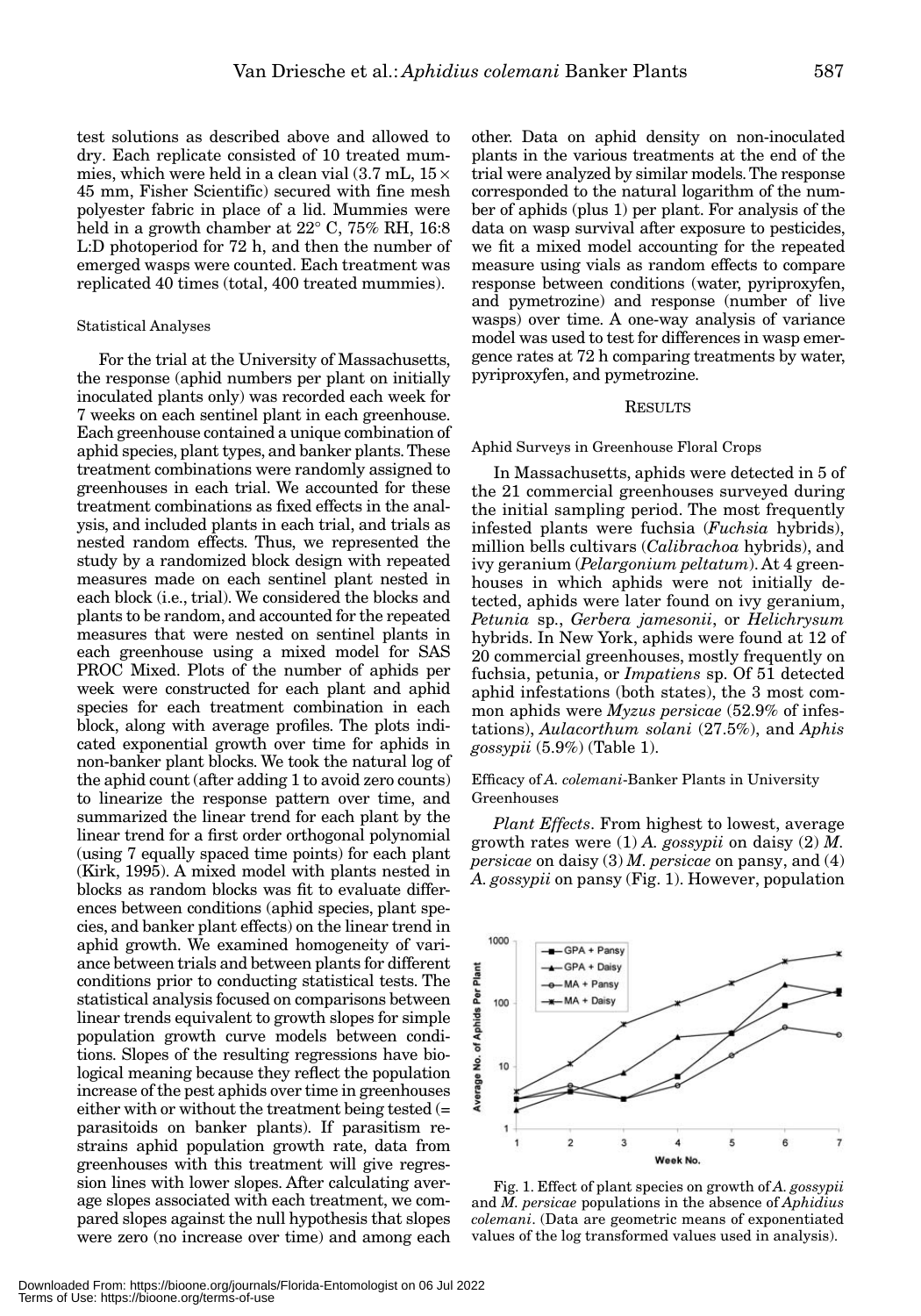test solutions as described above and allowed to dry. Each replicate consisted of 10 treated mummies, which were held in a clean vial (3.7 mL, 15 × 45 mm, Fisher Scientific) secured with fine mesh polyester fabric in place of a lid. Mummies were held in a growth chamber at 22° C, 75% RH, 16:8 L:D photoperiod for 72 h, and then the number of emerged wasps were counted. Each treatment was replicated 40 times (total, 400 treated mummies).

### Statistical Analyses

For the trial at the University of Massachusetts, the response (aphid numbers per plant on initially inoculated plants only) was recorded each week for 7 weeks on each sentinel plant in each greenhouse. Each greenhouse contained a unique combination of aphid species, plant types, and banker plants. These treatment combinations were randomly assigned to greenhouses in each trial. We accounted for these treatment combinations as fixed effects in the analysis, and included plants in each trial, and trials as nested random effects. Thus, we represented the study by a randomized block design with repeated measures made on each sentinel plant nested in each block (i.e., trial). We considered the blocks and plants to be random, and accounted for the repeated measures that were nested on sentinel plants in each greenhouse using a mixed model for SAS PROC Mixed. Plots of the number of aphids per week were constructed for each plant and aphid species for each treatment combination in each block, along with average profiles. The plots indicated exponential growth over time for aphids in non-banker plant blocks. We took the natural log of the aphid count (after adding 1 to avoid zero counts) to linearize the response pattern over time, and summarized the linear trend for each plant by the linear trend for a first order orthogonal polynomial (using 7 equally spaced time points) for each plant (Kirk, 1995). A mixed model with plants nested in blocks as random blocks was fit to evaluate differences between conditions (aphid species, plant species, and banker plant effects) on the linear trend in aphid growth. We examined homogeneity of variance between trials and between plants for different conditions prior to conducting statistical tests. The statistical analysis focused on comparisons between linear trends equivalent to growth slopes for simple population growth curve models between conditions. Slopes of the resulting regressions have biological meaning because they reflect the population increase of the pest aphids over time in greenhouses either with or without the treatment being tested (= parasitoids on banker plants). If parasitism restrains aphid population growth rate, data from greenhouses with this treatment will give regression lines with lower slopes. After calculating average slopes associated with each treatment, we compared slopes against the null hypothesis that slopes were zero (no increase over time) and among each other. Data on aphid density on non-inoculated plants in the various treatments at the end of the trial were analyzed by similar models. The response corresponded to the natural logarithm of the number of aphids (plus 1) per plant. For analysis of the data on wasp survival after exposure to pesticides, we fit a mixed model accounting for the repeated measure using vials as random effects to compare response between conditions (water, pyriproxyfen, and pymetrozine) and response (number of live wasps) over time. A one-way analysis of variance model was used to test for differences in wasp emergence rates at 72 h comparing treatments by water, pyriproxyfen, and pymetrozine.

## RESULTS

### Aphid Surveys in Greenhouse Floral Crops

In Massachusetts, aphids were detected in 5 of the 21 commercial greenhouses surveyed during the initial sampling period. The most frequently infested plants were fuchsia (*Fuchsia* hybrids), million bells cultivars (*Calibrachoa* hybrids), and ivy geranium (*Pelargonium peltatum*). At 4 greenhouses in which aphids were not initially detected, aphids were later found on ivy geranium, *Petunia* sp., *Gerbera jamesonii*, or *Helichrysum* hybrids. In New York, aphids were found at 12 of 20 commercial greenhouses, mostly frequently on fuchsia, petunia, or *Impatiens* sp. Of 51 detected aphid infestations (both states), the 3 most common aphids were *Myzus persicae* (52.9% of infestations), *Aulacorthum solani* (27.5%), and *Aphis gossypii* (5.9%) (Table 1).

### Efficacy of *A. colemani*-Banker Plants in University Greenhouses

*Plant Effects*. From highest to lowest, average growth rates were (1) *A. gossypii* on daisy (2) *M. persicae* on daisy (3) *M. persicae* on pansy, and (4) *A. gossypii* on pansy (Fig. 1). However, population

Fig. 1. Effect of plant species on growth of *A. gossypii* and *M. persicae* populations in the absence of *Aphidius colemani*. (Data are geometric means of exponentiated values of the log transformed values used in analysis).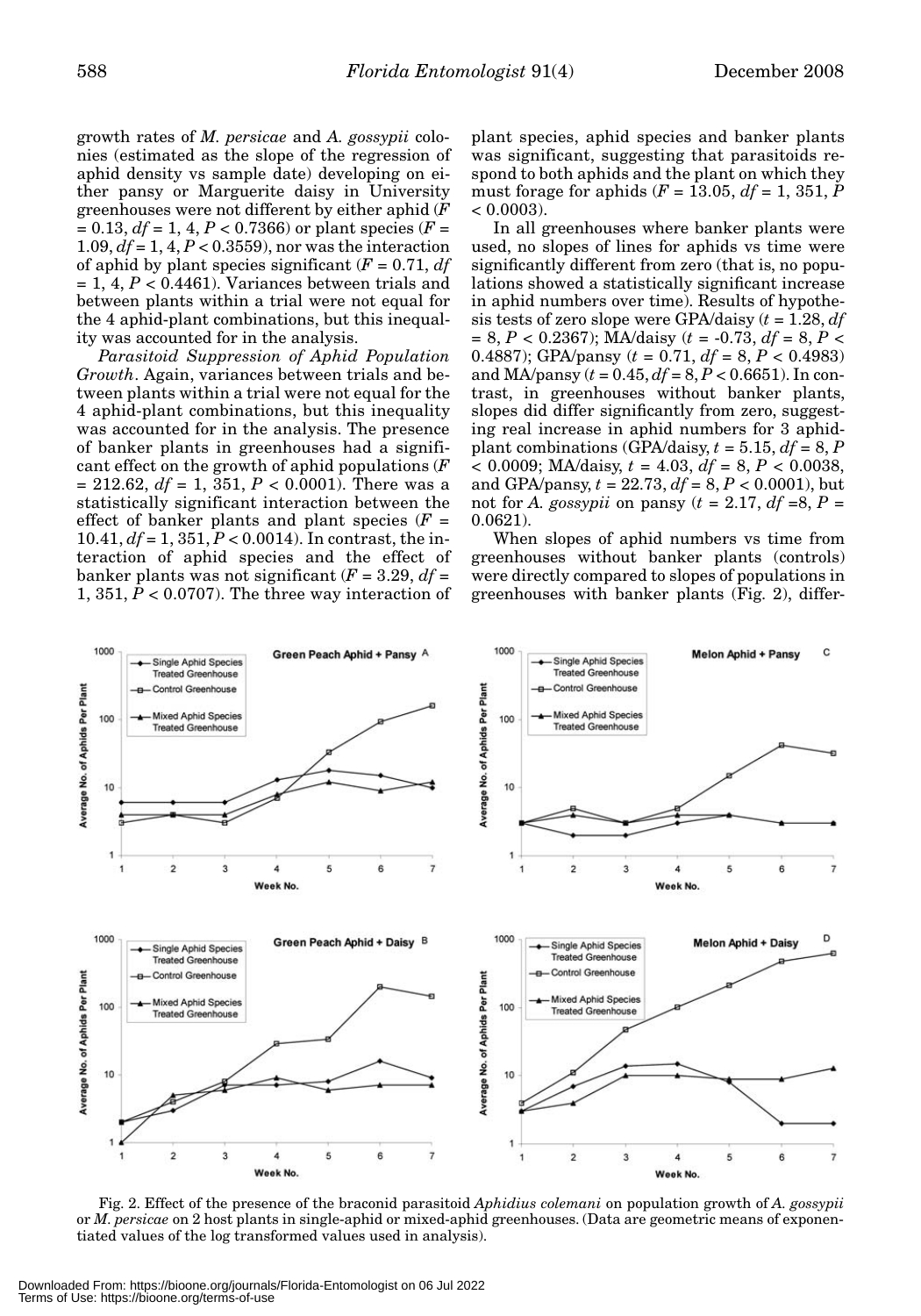growth rates of *M. persicae* and *A. gossypii* colonies (estimated as the slope of the regression of aphid density vs sample date) developing on either pansy or Marguerite daisy in University greenhouses were not different by either aphid ($F = 0.13$, $df = 1, 4$, $P < 0.7366$) or plant species ($F = 1.09$, $df = 1, 4$, $P < 0.3559$), nor was the interaction of aphid by plant species significant ($F = 0.71$, $df = 1, 4$, $P < 0.4461$). Variances between trials and between plants within a trial were not equal for the 4 aphid-plant combinations, but this inequality was accounted for in the analysis.

*Parasitoid Suppression of Aphid Population Growth*. Again, variances between trials and between plants within a trial were not equal for the 4 aphid-plant combinations, but this inequality was accounted for in the analysis. The presence of banker plants in greenhouses had a significant effect on the growth of aphid populations ($F = 212.62$, $df = 1, 351$, $P < 0.0001$). There was a statistically significant interaction between the effect of banker plants and plant species ($F = 10.41$, $df = 1, 351$, $P < 0.0014$). In contrast, the interaction of aphid species and the effect of banker plants was not significant ($F = 3.29$, $df = 1, 351$, $P < 0.0707$). The three way interaction of plant species, aphid species and banker plants was significant, suggesting that parasitoids respond to both aphids and the plant on which they must forage for aphids ($F = 13.05$, $df = 1, 351$, $P < 0.0003$).

In all greenhouses where banker plants were used, no slopes of lines for aphids vs time were significantly different from zero (that is, no populations showed a statistically significant increase in aphid numbers over time). Results of hypothesis tests of zero slope were GPA/daisy ($t = 1.28$, $df = 8$, $P < 0.2367$); MA/daisy ($t = -0.73$, $df = 8$, $P < 0.4887$); GPA/pansy ($t = 0.71$, $df = 8$, $P < 0.4983$) and MA/pansy ($t = 0.45$, $df = 8$, $P < 0.6651$). In contrast, in greenhouses without banker plants, slopes did differ significantly from zero, suggesting real increase in aphid numbers for 3 aphid-plant combinations (GPA/daisy, $t = 5.15$, $df = 8$, $P < 0.0009$; MA/daisy, $t = 4.03$, $df = 8$, $P < 0.0038$, and GPA/pansy, $t = 22.73$, $df = 8$, $P < 0.0001$), but not for *A. gossypii* on pansy ($t = 2.17$, $df = 8$, $P = 0.0621$).

When slopes of aphid numbers vs time from greenhouses without banker plants (controls) were directly compared to slopes of populations in greenhouses with banker plants (Fig. 2), differ-

Fig. 2. Effect of the presence of the braconid parasitoid *Aphidius colemani* on population growth of *A. gossypii* or *M. persicae* on 2 host plants in single-aphid or mixed-aphid greenhouses. (Data are geometric means of exponentiated values of the log transformed values used in analysis).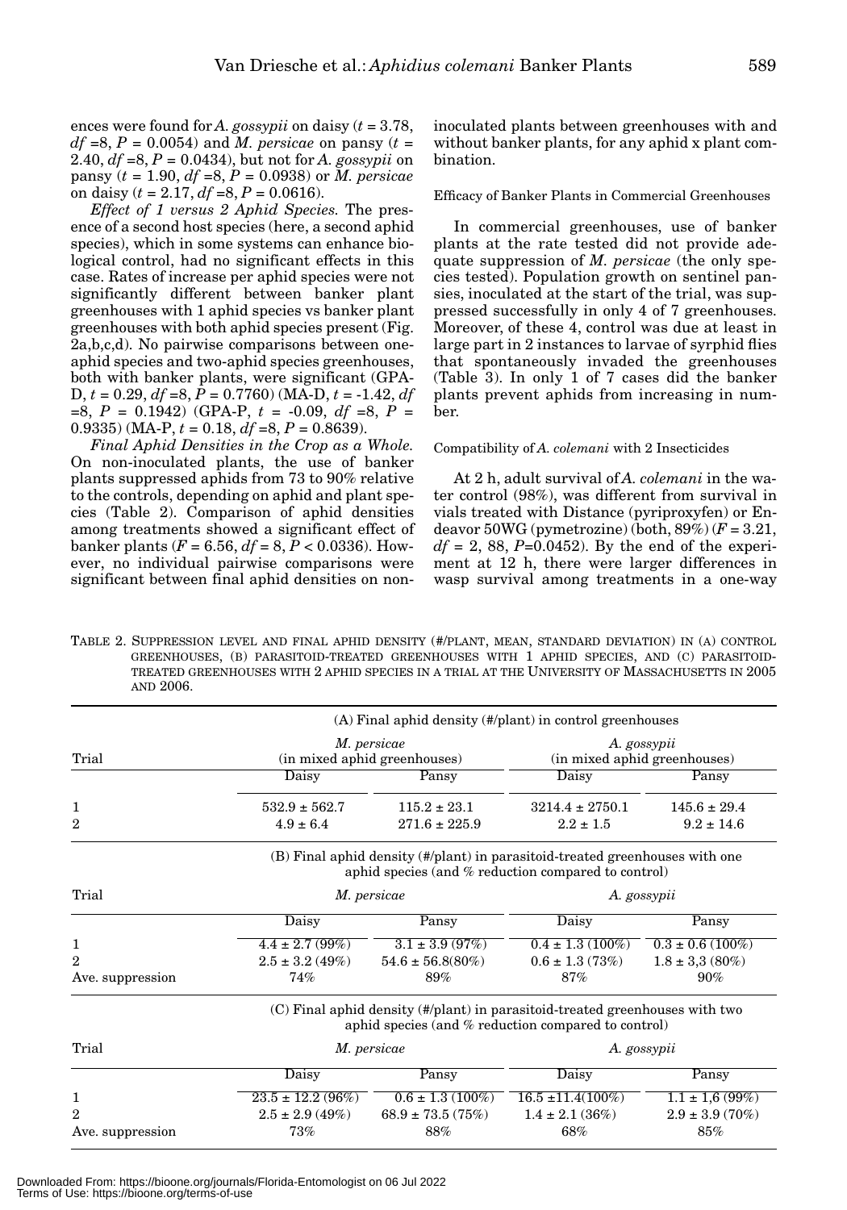ences were found for *A. gossypii* on daisy ($t$ = 3.78, $df$ =8, $P$ = 0.0054) and *M. persicae* on pansy ($t$ = 2.40, $df$ =8, $P$ = 0.0434), but not for *A. gossypii* on pansy ($t$ = 1.90, $df$ =8, $P$ = 0.0938) or *M. persicae* on daisy ($t$ = 2.17, $df$ =8, $P$ = 0.0616).

*Effect of 1 versus 2 Aphid Species.* The presence of a second host species (here, a second aphid species), which in some systems can enhance biological control, had no significant effects in this case. Rates of increase per aphid species were not significantly different between banker plant greenhouses with 1 aphid species vs banker plant greenhouses with both aphid species present (Fig. 2a,b,c,d). No pairwise comparisons between one-aphid species and two-aphid species greenhouses, both with banker plants, were significant (GPA-D, $t$ = 0.29, $df$ =8, $P$ = 0.7760) (MA-D, $t$ = -1.42, $df$ =8, $P$ = 0.1942) (GPA-P, $t$ = -0.09, $df$ =8, $P$ = 0.9335) (MA-P, $t$ = 0.18, $df$ =8, $P$ = 0.8639).

*Final Aphid Densities in the Crop as a Whole.* On non-inoculated plants, the use of banker plants suppressed aphids from 73 to 90% relative to the controls, depending on aphid and plant species (Table 2). Comparison of aphid densities among treatments showed a significant effect of banker plants ($F$ = 6.56, $df$ = 8, $P$ < 0.0336). However, no individual pairwise comparisons were significant between final aphid densities on non-inoculated plants between greenhouses with and without banker plants, for any aphid x plant combination.

### Efficacy of Banker Plants in Commercial Greenhouses

In commercial greenhouses, use of banker plants at the rate tested did not provide adequate suppression of *M. persicae* (the only species tested). Population growth on sentinel pansies, inoculated at the start of the trial, was suppressed successfully in only 4 of 7 greenhouses. Moreover, of these 4, control was due at least in large part in 2 instances to larvae of syrphid flies that spontaneously invaded the greenhouses (Table 3). In only 1 of 7 cases did the banker plants prevent aphids from increasing in number.

### Compatibility of *A. colemani* with 2 Insecticides

At 2 h, adult survival of *A. colemani* in the water control (98%), was different from survival in vials treated with Distance (pyriproxyfen) or Endeavor 50WG (pymetrozine) (both, 89%) ($F$ = 3.21, $df$ = 2, 88, $P$=0.0452). By the end of the experiment at 12 h, there were larger differences in wasp survival among treatments in a one-way

TABLE 2. SUPPRESSION LEVEL AND FINAL APHID DENSITY (#/PLANT, MEAN, STANDARD DEVIATION) IN (A) CONTROL GREENHOUSES, (B) PARASITOID-TREATED GREENHOUSES WITH 1 APHID SPECIES, AND (C) PARASITOID-TREATED GREENHOUSES WITH 2 APHID SPECIES IN A TRIAL AT THE UNIVERSITY OF MASSACHUSETTS IN 2005 AND 2006.

| | (A) Final aphid density (#/plant) in control greenhouses | | | |
|---|---|---|---|---|
| Trial | *M. persicae* (in mixed aphid greenhouses) | | *A. gossypii* (in mixed aphid greenhouses) | |
| | Daisy | Pansy | Daisy | Pansy |
| 1 | 532.9 ± 562.7 | 115.2 ± 23.1 | 3214.4 ± 2750.1 | 145.6 ± 29.4 |
| 2 | 4.9 ± 6.4 | 271.6 ± 225.9 | 2.2 ± 1.5 | 9.2 ± 14.6 |
| | (B) Final aphid density (#/plant) in parasitoid-treated greenhouses with one aphid species (and % reduction compared to control) | | | |
| Trial | *M. persicae* | | *A. gossypii* | |
| | Daisy | Pansy | Daisy | Pansy |
| 1 | 4.4 ± 2.7 (99%) | 3.1 ± 3.9 (97%) | 0.4 ± 1.3 (100%) | 0.3 ± 0.6 (100%) |
| 2 | 2.5 ± 3.2 (49%) | 54.6 ± 56.8(80%) | 0.6 ± 1.3 (73%) | 1.8 ± 3,3 (80%) |
| Ave. suppression | 74% | 89% | 87% | 90% |
| | (C) Final aphid density (#/plant) in parasitoid-treated greenhouses with two aphid species (and % reduction compared to control) | | | |
| Trial | *M. persicae* | | *A. gossypii* | |
| | Daisy | Pansy | Daisy | Pansy |
| 1 | 23.5 ± 12.2 (96%) | 0.6 ± 1.3 (100%) | 16.5 ±11.4(100%) | 1.1 ± 1,6 (99%) |
| 2 | 2.5 ± 2.9 (49%) | 68.9 ± 73.5 (75%) | 1.4 ± 2.1 (36%) | 2.9 ± 3.9 (70%) |
| Ave. suppression | 73% | 88% | 68% | 85% |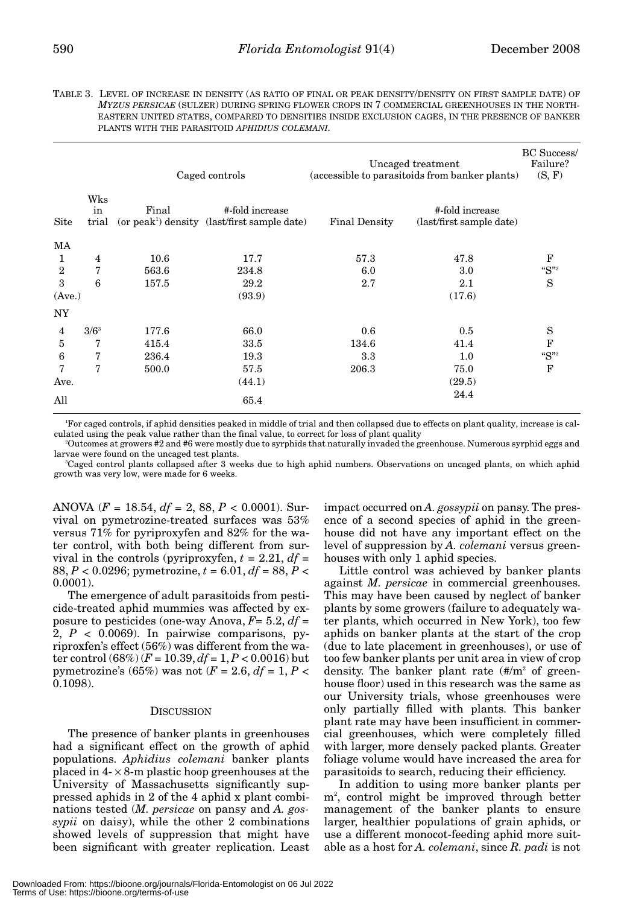TABLE 3. LEVEL OF INCREASE IN DENSITY (AS RATIO OF FINAL OR PEAK DENSITY/DENSITY ON FIRST SAMPLE DATE) OF *MYZUS PERSICAE* (SULZER) DURING SPRING FLOWER CROPS IN 7 COMMERCIAL GREENHOUSES IN THE NORTHEASTERN UNITED STATES, COMPARED TO DENSITIES INSIDE EXCLUSION CAGES, IN THE PRESENCE OF BANKER PLANTS WITH THE PARASITOID *APHIDIUS COLEMANI*.

| | | Caged controls | | Uncaged treatment (accessible to parasitoids from banker plants) | | BC Success/ Failure? (S, F) |
|---|---|---|---|---|---|---|
| Site | Wks in trial | Final (or peak[1]) density | #-fold increase (last/first sample date) | Final Density | #-fold increase (last/first sample date) | |
| MA | | | | | | |
| 1 | 4 | 10.6 | 17.7 | 57.3 | 47.8 | F |
| 2 | 7 | 563.6 | 234.8 | 6.0 | 3.0 | "S"[2] |
| 3 | 6 | 157.5 | 29.2 | 2.7 | 2.1 | S |
| (Ave.) | | | (93.9) | | (17.6) | |
| NY | | | | | | |
| 4 | 3/6[3] | 177.6 | 66.0 | 0.6 | 0.5 | S |
| 5 | 7 | 415.4 | 33.5 | 134.6 | 41.4 | F |
| 6 | 7 | 236.4 | 19.3 | 3.3 | 1.0 | "S"[2] |
| 7 | 7 | 500.0 | 57.5 | 206.3 | 75.0 | F |
| Ave. | | | (44.1) | | (29.5) | |
| All | | | 65.4 | | 24.4 | |

[1]For caged controls, if aphid densities peaked in middle of trial and then collapsed due to effects on plant quality, increase is calculated using the peak value rather than the final value, to correct for loss of plant quality

[2]Outcomes at growers #2 and #6 were mostly due to syrphids that naturally invaded the greenhouse. Numerous syrphid eggs and larvae were found on the uncaged test plants.

[3]Caged control plants collapsed after 3 weeks due to high aphid numbers. Observations on uncaged plants, on which aphid growth was very low, were made for 6 weeks.

ANOVA ($F = 18.54$, $df = 2, 88$, $P < 0.0001$). Survival on pymetrozine-treated surfaces was 53% versus 71% for pyriproxyfen and 82% for the water control, with both being different from survival in the controls (pyriproxyfen, $t = 2.21$, $df = 88$, $P < 0.0296$; pymetrozine, $t = 6.01$, $df = 88$, $P < 0.0001$).

The emergence of adult parasitoids from pesticide-treated aphid mummies was affected by exposure to pesticides (one-way Anova, $F = 5.2$, $df = 2$, $P < 0.0069$). In pairwise comparisons, pyriproxfen's effect (56%) was different from the water control (68%) ($F = 10.39$, $df = 1$, $P < 0.0016$) but pymetrozine's (65%) was not ($F = 2.6$, $df = 1$, $P < 0.1098$).

## DISCUSSION

The presence of banker plants in greenhouses had a significant effect on the growth of aphid populations. *Aphidius colemani* banker plants placed in 4- × 8-m plastic hoop greenhouses at the University of Massachusetts significantly suppressed aphids in 2 of the 4 aphid x plant combinations tested (*M. persicae* on pansy and *A. gossypii* on daisy), while the other 2 combinations showed levels of suppression that might have been significant with greater replication. Least impact occurred on *A. gossypii* on pansy. The presence of a second species of aphid in the greenhouse did not have any important effect on the level of suppression by *A. colemani* versus greenhouses with only 1 aphid species.

Little control was achieved by banker plants against *M. persicae* in commercial greenhouses. This may have been caused by neglect of banker plants by some growers (failure to adequately water plants, which occurred in New York), too few aphids on banker plants at the start of the crop (due to late placement in greenhouses), or use of too few banker plants per unit area in view of crop density. The banker plant rate (#/m² of greenhouse floor) used in this research was the same as our University trials, whose greenhouses were only partially filled with plants. This banker plant rate may have been insufficient in commercial greenhouses, which were completely filled with larger, more densely packed plants. Greater foliage volume would have increased the area for parasitoids to search, reducing their efficiency.

In addition to using more banker plants per m², control might be improved through better management of the banker plants to ensure larger, healthier populations of grain aphids, or use a different monocot-feeding aphid more suitable as a host for *A. colemani*, since *R. padi* is not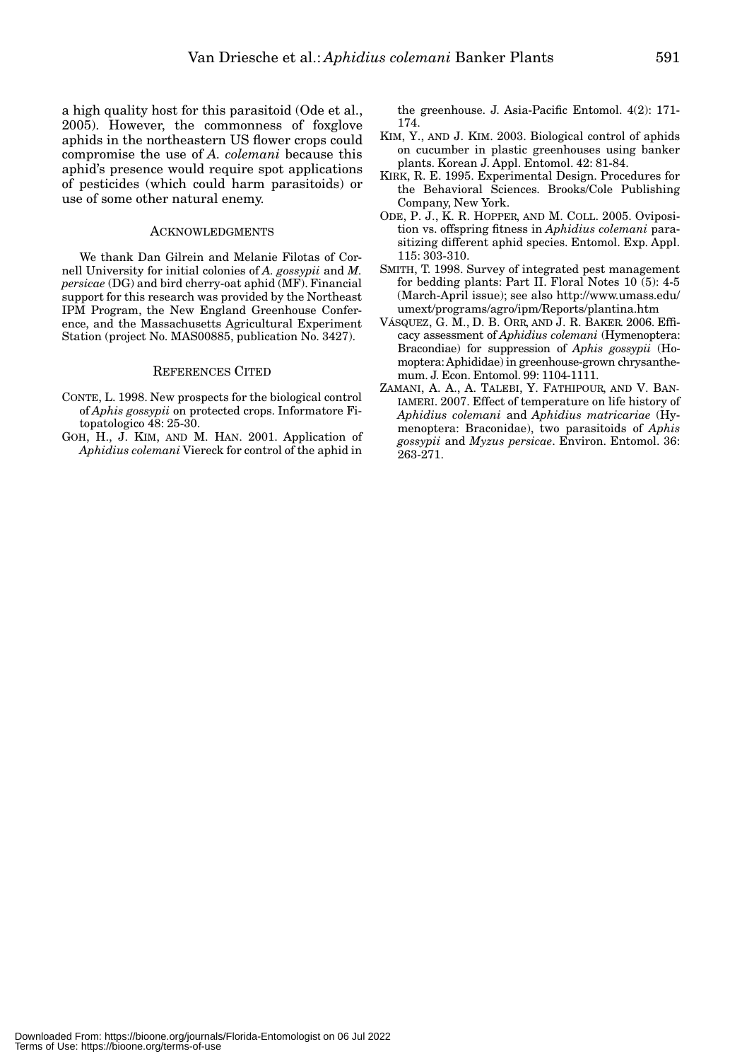a high quality host for this parasitoid (Ode et al., 2005). However, the commonness of foxglove aphids in the northeastern US flower crops could compromise the use of *A. colemani* because this aphid's presence would require spot applications of pesticides (which could harm parasitoids) or use of some other natural enemy.

## Acknowledgments

We thank Dan Gilrein and Melanie Filotas of Cornell University for initial colonies of *A. gossypii* and *M. persicae* (DG) and bird cherry-oat aphid (MF). Financial support for this research was provided by the Northeast IPM Program, the New England Greenhouse Conference, and the Massachusetts Agricultural Experiment Station (project No. MAS00885, publication No. 3427).

## References Cited

CONTE, L. 1998. New prospects for the biological control of *Aphis gossypii* on protected crops. Informatore Fitopatologico 48: 25-30.

GOH, H., J. KIM, AND M. HAN. 2001. Application of *Aphidius colemani* Viereck for control of the aphid in the greenhouse. J. Asia-Pacific Entomol. 4(2): 171-174.

KIM, Y., AND J. KIM. 2003. Biological control of aphids on cucumber in plastic greenhouses using banker plants. Korean J. Appl. Entomol. 42: 81-84.

KIRK, R. E. 1995. Experimental Design. Procedures for the Behavioral Sciences. Brooks/Cole Publishing Company, New York.

ODE, P. J., K. R. HOPPER, AND M. COLL. 2005. Oviposition vs. offspring fitness in *Aphidius colemani* parasitizing different aphid species. Entomol. Exp. Appl. 115: 303-310.

SMITH, T. 1998. Survey of integrated pest management for bedding plants: Part II. Floral Notes 10 (5): 4-5 (March-April issue); see also http://www.umass.edu/umext/programs/agro/ipm/Reports/plantina.htm

VÁSQUEZ, G. M., D. B. ORR, AND J. R. BAKER. 2006. Efficacy assessment of *Aphidius colemani* (Hymenoptera: Bracondiae) for suppression of *Aphis gossypii* (Homoptera: Aphididae) in greenhouse-grown chrysanthemum. J. Econ. Entomol. 99: 1104-1111.

ZAMANI, A. A., A. TALEBI, Y. FATHIPOUR, AND V. BANIAMERI. 2007. Effect of temperature on life history of *Aphidius colemani* and *Aphidius matricariae* (Hymenoptera: Braconidae), two parasitoids of *Aphis gossypii* and *Myzus persicae*. Environ. Entomol. 36: 263-271.